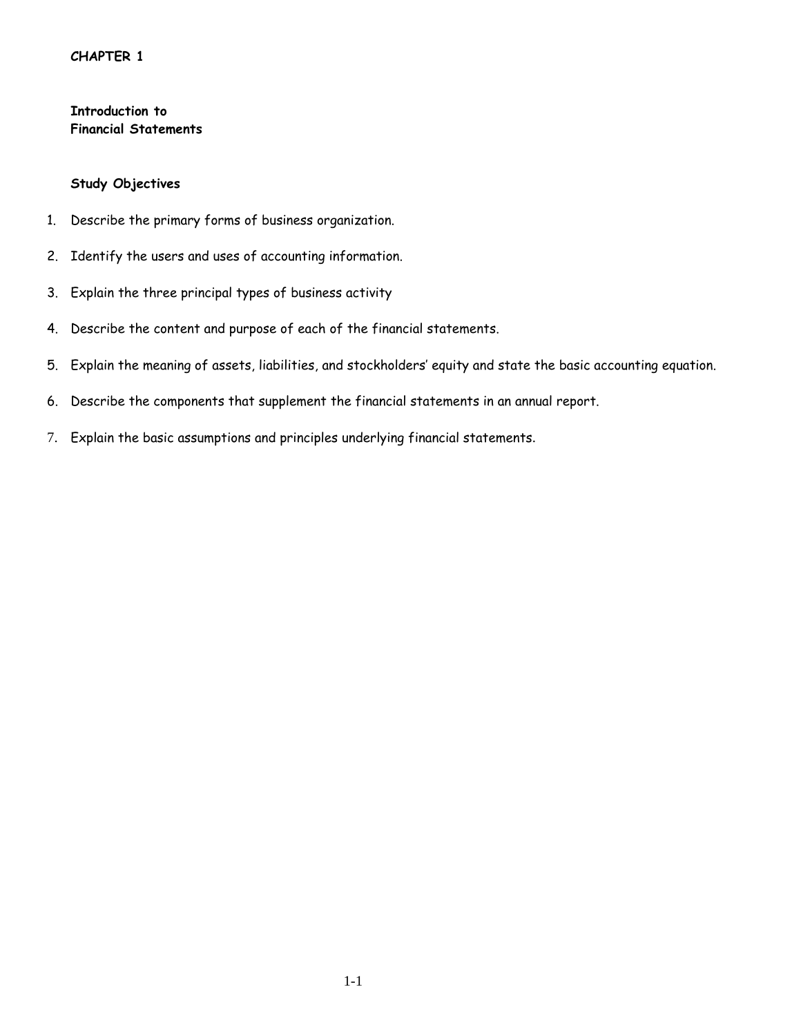# CHAPTER 1

## Introduction to Financial Statements

### Study Objectives

1. Describe the primary forms of business organization.
2. Identify the users and uses of accounting information.
3. Explain the three principal types of business activity
4. Describe the content and purpose of each of the financial statements.
5. Explain the meaning of assets, liabilities, and stockholders' equity and state the basic accounting equation.
6. Describe the components that supplement the financial statements in an annual report.
7. Explain the basic assumptions and principles underlying financial statements.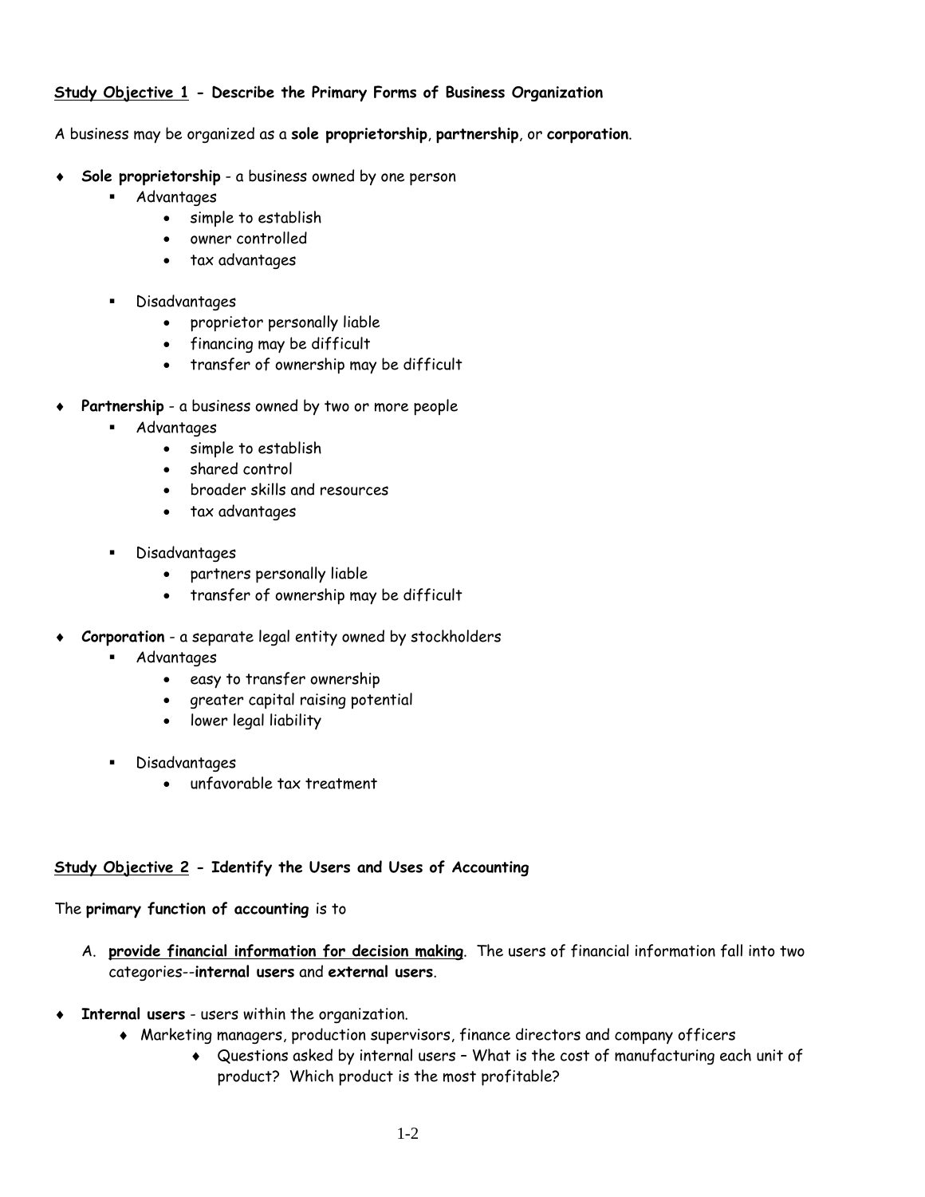**<u>Study Objective 1</u> - Describe the Primary Forms of Business Organization**

A business may be organized as a **sole proprietorship**, **partnership**, or **corporation**.

- **Sole proprietorship** - a business owned by one person
  - Advantages
    - simple to establish
    - owner controlled
    - tax advantages
  - Disadvantages
    - proprietor personally liable
    - financing may be difficult
    - transfer of ownership may be difficult
- **Partnership** - a business owned by two or more people
  - Advantages
    - simple to establish
    - shared control
    - broader skills and resources
    - tax advantages
  - Disadvantages
    - partners personally liable
    - transfer of ownership may be difficult
- **Corporation** - a separate legal entity owned by stockholders
  - Advantages
    - easy to transfer ownership
    - greater capital raising potential
    - lower legal liability
  - Disadvantages
    - unfavorable tax treatment

**<u>Study Objective 2</u> - Identify the Users and Uses of Accounting**

The **primary function of accounting** is to

A. **<u>provide financial information for decision making</u>**. The users of financial information fall into two categories--**internal users** and **external users**.

- **Internal users** - users within the organization.
  - Marketing managers, production supervisors, finance directors and company officers
    - Questions asked by internal users – What is the cost of manufacturing each unit of product? Which product is the most profitable?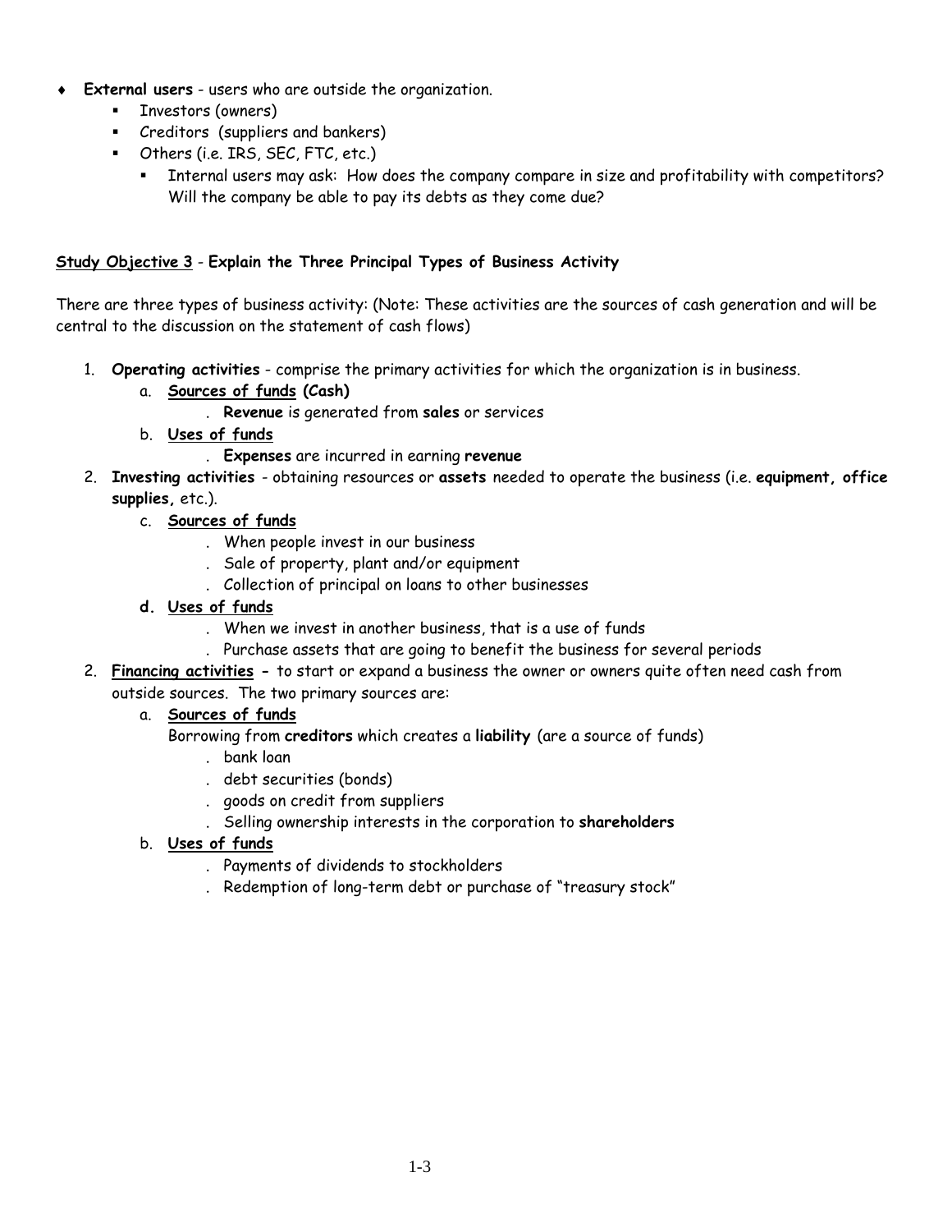- **External users** - users who are outside the organization.
  - Investors (owners)
  - Creditors (suppliers and bankers)
  - Others (i.e. IRS, SEC, FTC, etc.)
    - Internal users may ask: How does the company compare in size and profitability with competitors? Will the company be able to pay its debts as they come due?

**Study Objective 3** - **Explain the Three Principal Types of Business Activity**

There are three types of business activity: (Note: These activities are the sources of cash generation and will be central to the discussion on the statement of cash flows)

1. **Operating activities** - comprise the primary activities for which the organization is in business.
   a. **Sources of funds (Cash)**
      - **Revenue** is generated from **sales** or services
   
   b. **Uses of funds**
      - **Expenses** are incurred in earning **revenue**

2. **Investing activities** - obtaining resources or **assets** needed to operate the business (i.e. **equipment, office supplies,** etc.).
   c. **Sources of funds**
      - When people invest in our business
      - Sale of property, plant and/or equipment
      - Collection of principal on loans to other businesses
   
   **d. Uses of funds**
      - When we invest in another business, that is a use of funds
      - Purchase assets that are going to benefit the business for several periods

2. **Financing activities -** to start or expand a business the owner or owners quite often need cash from outside sources. The two primary sources are:
   a. **Sources of funds**
      Borrowing from **creditors** which creates a **liability** (are a source of funds)
      - bank loan
      - debt securities (bonds)
      - goods on credit from suppliers
      - Selling ownership interests in the corporation to **shareholders**
   
   b. **Uses of funds**
      - Payments of dividends to stockholders
      - Redemption of long-term debt or purchase of "treasury stock"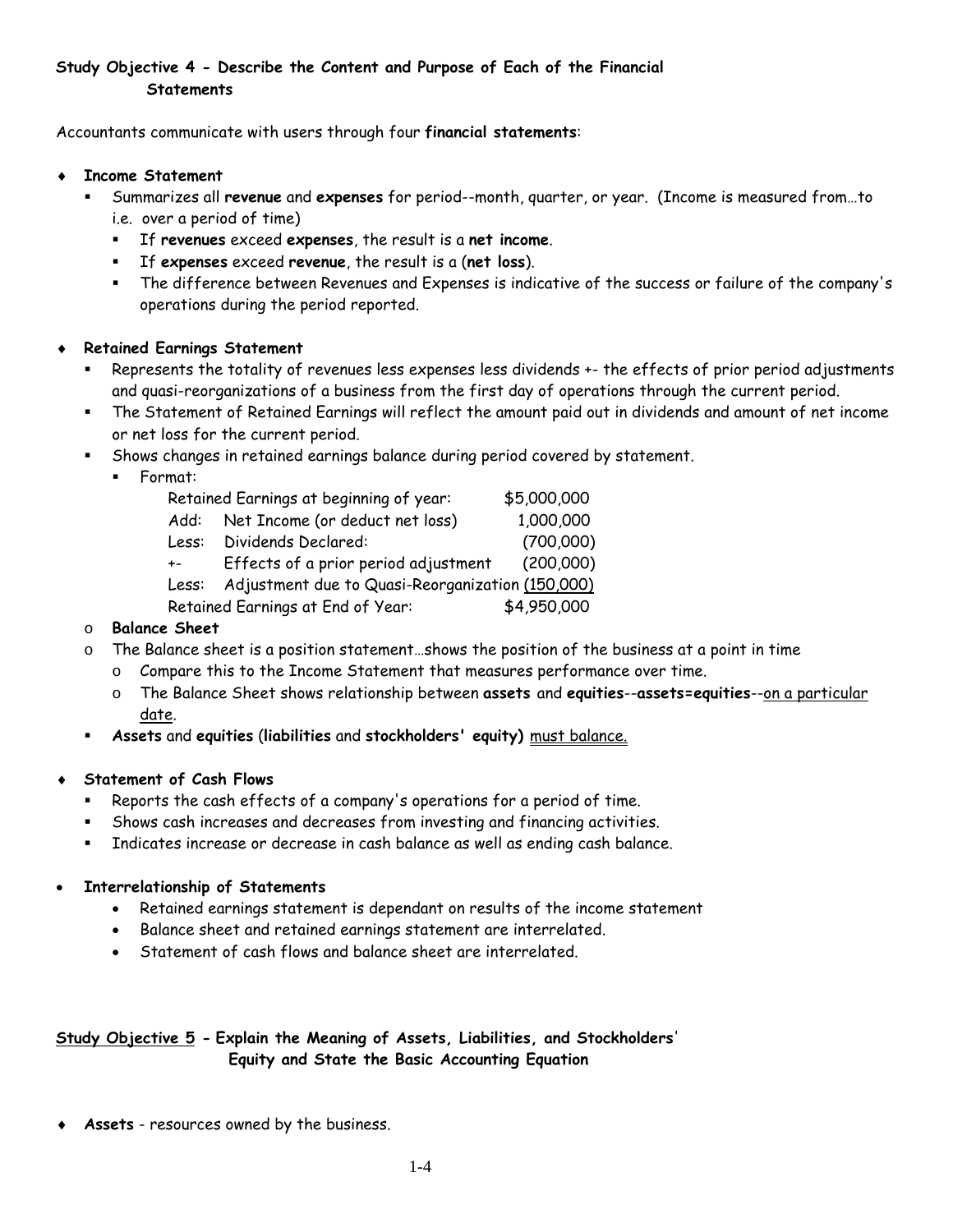**Study Objective 4 - Describe the Content and Purpose of Each of the Financial Statements**

Accountants communicate with users through four **financial statements**:

- **Income Statement**
  - Summarizes all **revenue** and **expenses** for period--month, quarter, or year. (Income is measured from…to i.e. over a period of time)
    - If **revenues** exceed **expenses**, the result is a **net income**.
    - If **expenses** exceed **revenue**, the result is a (**net loss**).
    - The difference between Revenues and Expenses is indicative of the success or failure of the company's operations during the period reported.

- **Retained Earnings Statement**
  - Represents the totality of revenues less expenses less dividends +- the effects of prior period adjustments and quasi-reorganizations of a business from the first day of operations through the current period.
  - The Statement of Retained Earnings will reflect the amount paid out in dividends and amount of net income or net loss for the current period.
  - Shows changes in retained earnings balance during period covered by statement.
    - Format:

| | | |
|---|---|---|
| Retained Earnings at beginning of year: | | $5,000,000 |
| Add: | Net Income (or deduct net loss) | 1,000,000 |
| Less: | Dividends Declared: | (700,000) |
| +- | Effects of a prior period adjustment | (200,000) |
| Less: | Adjustment due to Quasi-Reorganization | (150,000) |
| Retained Earnings at End of Year: | | $4,950,000 |

  - **Balance Sheet**
  - The Balance sheet is a position statement…shows the position of the business at a point in time
    - Compare this to the Income Statement that measures performance over time.
    - The Balance Sheet shows relationship between **assets** and **equities**--**assets=equities**--on a particular date.
  - **Assets** and **equities** (**liabilities** and **stockholders' equity)** must balance.

- **Statement of Cash Flows**
  - Reports the cash effects of a company's operations for a period of time.
  - Shows cash increases and decreases from investing and financing activities.
  - Indicates increase or decrease in cash balance as well as ending cash balance.

- **Interrelationship of Statements**
  - Retained earnings statement is dependant on results of the income statement
  - Balance sheet and retained earnings statement are interrelated.
  - Statement of cash flows and balance sheet are interrelated.

**Study Objective 5 - Explain the Meaning of Assets, Liabilities, and Stockholders' Equity and State the Basic Accounting Equation**

- **Assets** - resources owned by the business.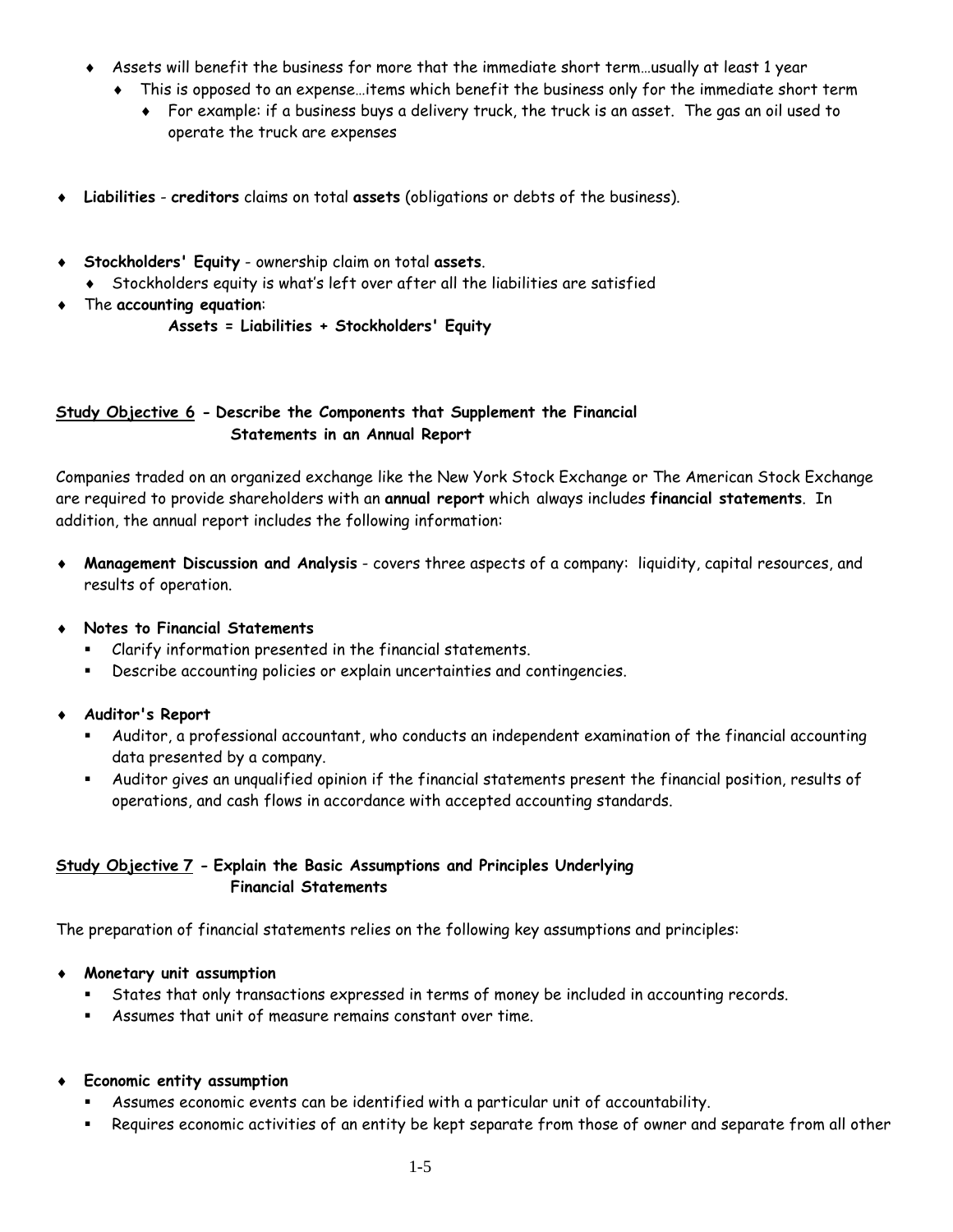- Assets will benefit the business for more that the immediate short term…usually at least 1 year
  - This is opposed to an expense…items which benefit the business only for the immediate short term
    - For example: if a business buys a delivery truck, the truck is an asset. The gas an oil used to operate the truck are expenses

- **Liabilities** - **creditors** claims on total **assets** (obligations or debts of the business).

- **Stockholders' Equity** - ownership claim on total **assets**.
  - Stockholders equity is what's left over after all the liabilities are satisfied
- The **accounting equation**:

  **Assets = Liabilities + Stockholders' Equity**

## Study Objective 6 - Describe the Components that Supplement the Financial Statements in an Annual Report

Companies traded on an organized exchange like the New York Stock Exchange or The American Stock Exchange are required to provide shareholders with an **annual report** which always includes **financial statements**. In addition, the annual report includes the following information:

- **Management Discussion and Analysis** - covers three aspects of a company: liquidity, capital resources, and results of operation.

- **Notes to Financial Statements**
  - Clarify information presented in the financial statements.
  - Describe accounting policies or explain uncertainties and contingencies.

- **Auditor's Report**
  - Auditor, a professional accountant, who conducts an independent examination of the financial accounting data presented by a company.
  - Auditor gives an unqualified opinion if the financial statements present the financial position, results of operations, and cash flows in accordance with accepted accounting standards.

## Study Objective 7 - Explain the Basic Assumptions and Principles Underlying Financial Statements

The preparation of financial statements relies on the following key assumptions and principles:

- **Monetary unit assumption**
  - States that only transactions expressed in terms of money be included in accounting records.
  - Assumes that unit of measure remains constant over time.

- **Economic entity assumption**
  - Assumes economic events can be identified with a particular unit of accountability.
  - Requires economic activities of an entity be kept separate from those of owner and separate from all other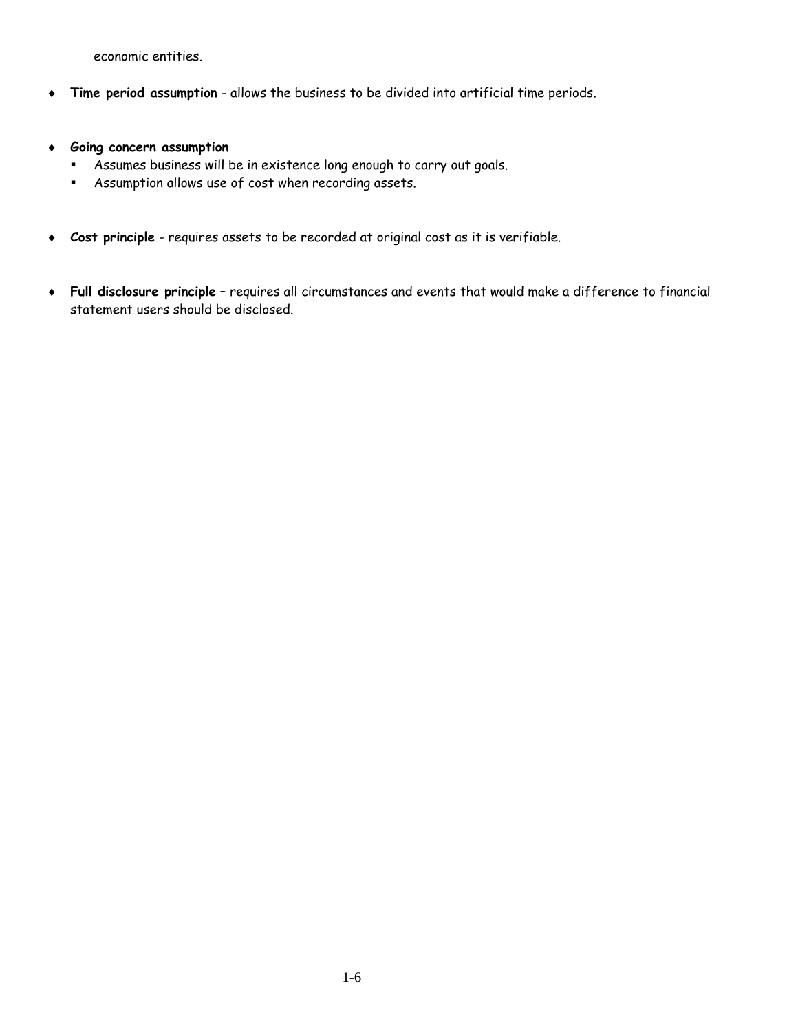economic entities.

- **Time period assumption** - allows the business to be divided into artificial time periods.

- ***Going concern assumption***
  - Assumes business will be in existence long enough to carry out goals.
  - Assumption allows use of cost when recording assets.

- **Cost principle** - requires assets to be recorded at original cost as it is verifiable.

- **Full disclosure principle** – requires all circumstances and events that would make a difference to financial statement users should be disclosed.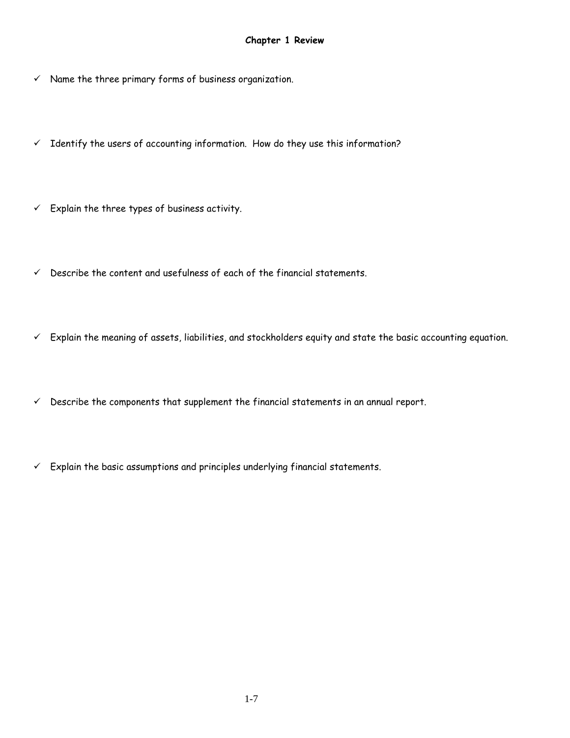## Chapter 1 Review

- ✓ Name the three primary forms of business organization.

- ✓ Identify the users of accounting information. How do they use this information?

- ✓ Explain the three types of business activity.

- ✓ Describe the content and usefulness of each of the financial statements.

- ✓ Explain the meaning of assets, liabilities, and stockholders equity and state the basic accounting equation.

- ✓ Describe the components that supplement the financial statements in an annual report.

- ✓ Explain the basic assumptions and principles underlying financial statements.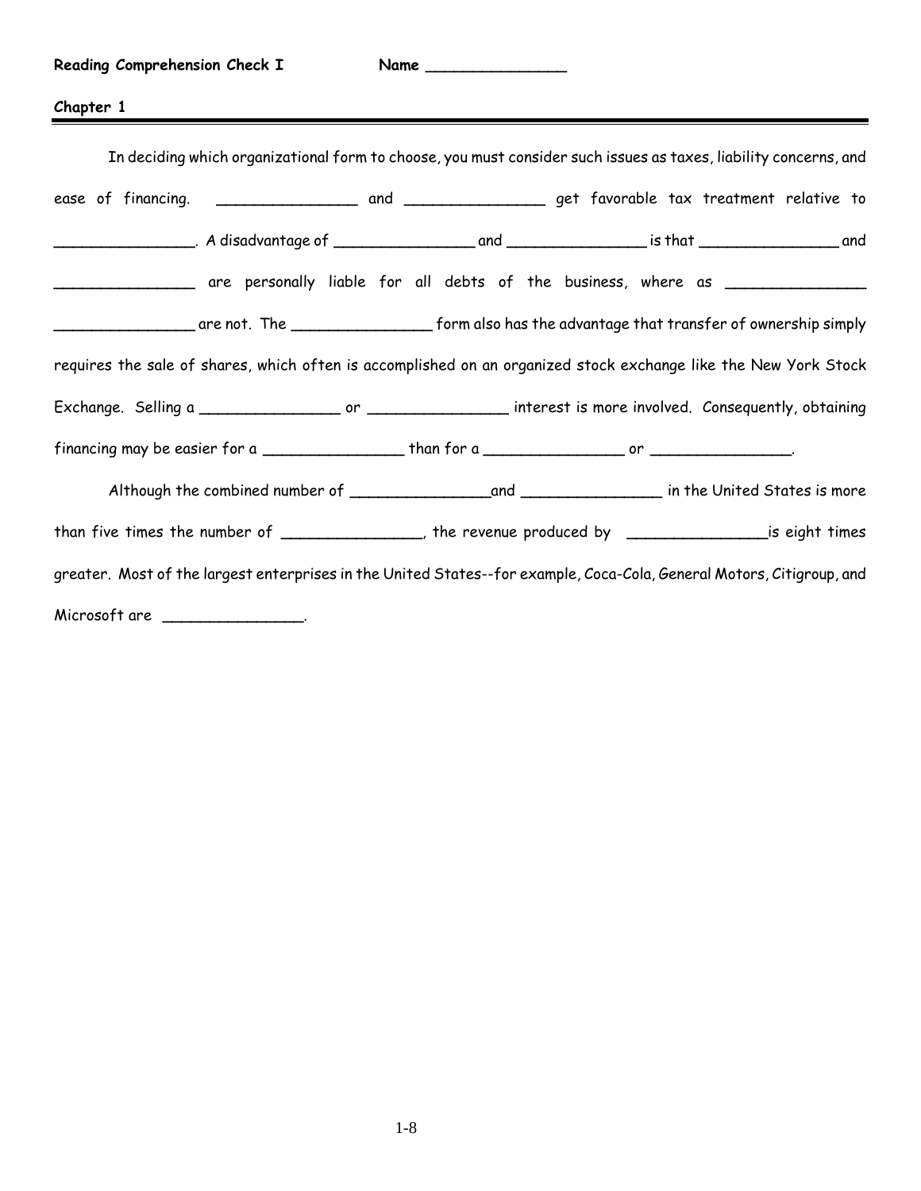**Reading Comprehension Check I** **Name _______________**

**Chapter 1**

In deciding which organizational form to choose, you must consider such issues as taxes, liability concerns, and ease of financing. _______________ and _______________ get favorable tax treatment relative to _______________. A disadvantage of _______________ and _______________ is that _______________ and _______________ are personally liable for all debts of the business, where as _______________ _______________ are not. The _______________ form also has the advantage that transfer of ownership simply requires the sale of shares, which often is accomplished on an organized stock exchange like the New York Stock Exchange. Selling a _______________ or _______________ interest is more involved. Consequently, obtaining financing may be easier for a _______________ than for a _______________ or _______________.

Although the combined number of _______________and _______________ in the United States is more than five times the number of _______________, the revenue produced by _______________is eight times greater. Most of the largest enterprises in the United States--for example, Coca-Cola, General Motors, Citigroup, and Microsoft are _______________.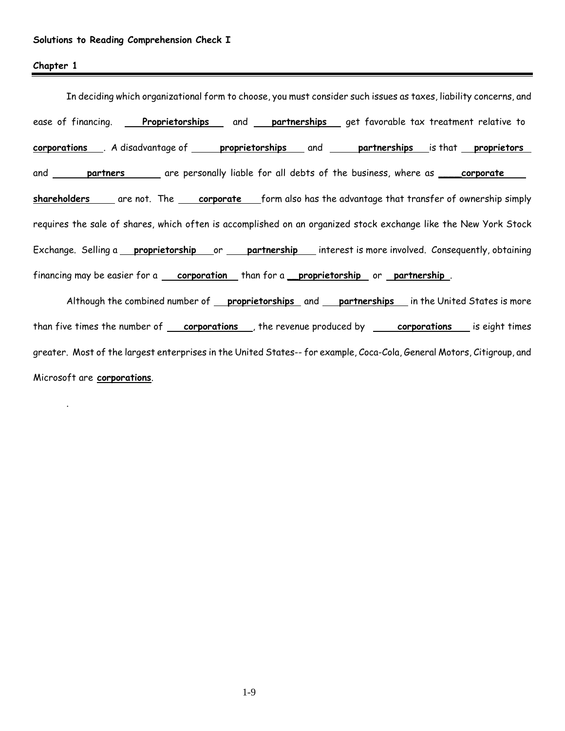**Solutions to Reading Comprehension Check I**

**Chapter 1**

In deciding which organizational form to choose, you must consider such issues as taxes, liability concerns, and ease of financing. **Proprietorships** and **partnerships** get favorable tax treatment relative to **corporations**. A disadvantage of **proprietorships** and **partnerships** is that **proprietors** and **partners** are personally liable for all debts of the business, where as **corporate shareholders** are not. The **corporate** form also has the advantage that transfer of ownership simply requires the sale of shares, which often is accomplished on an organized stock exchange like the New York Stock Exchange. Selling a **proprietorship** or **partnership** interest is more involved. Consequently, obtaining financing may be easier for a **corporation** than for a **proprietorship** or **partnership**.

Although the combined number of **proprietorships** and **partnerships** in the United States is more than five times the number of **corporations**, the revenue produced by **corporations** is eight times greater. Most of the largest enterprises in the United States-- for example, Coca-Cola, General Motors, Citigroup, and Microsoft are **corporations**.

.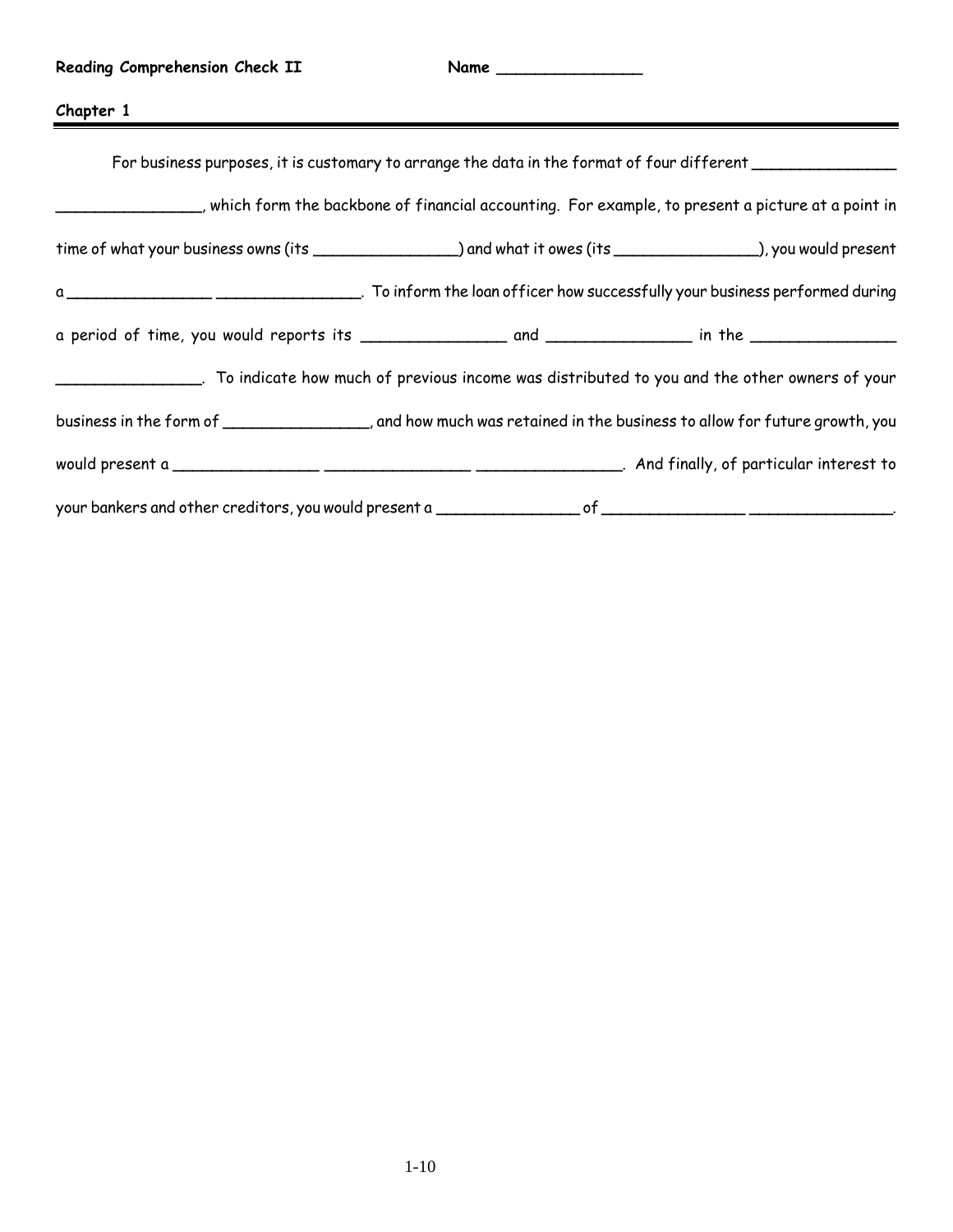**Reading Comprehension Check II** **Name _______________**

**Chapter 1**

For business purposes, it is customary to arrange the data in the format of four different _______________ _______________, which form the backbone of financial accounting. For example, to present a picture at a point in time of what your business owns (its _______________) and what it owes (its _______________), you would present a _______________ _______________. To inform the loan officer how successfully your business performed during a period of time, you would reports its _______________ and _______________ in the _______________ _______________. To indicate how much of previous income was distributed to you and the other owners of your business in the form of _______________, and how much was retained in the business to allow for future growth, you would present a _______________ _______________ _______________. And finally, of particular interest to your bankers and other creditors, you would present a _______________ of _______________ _______________.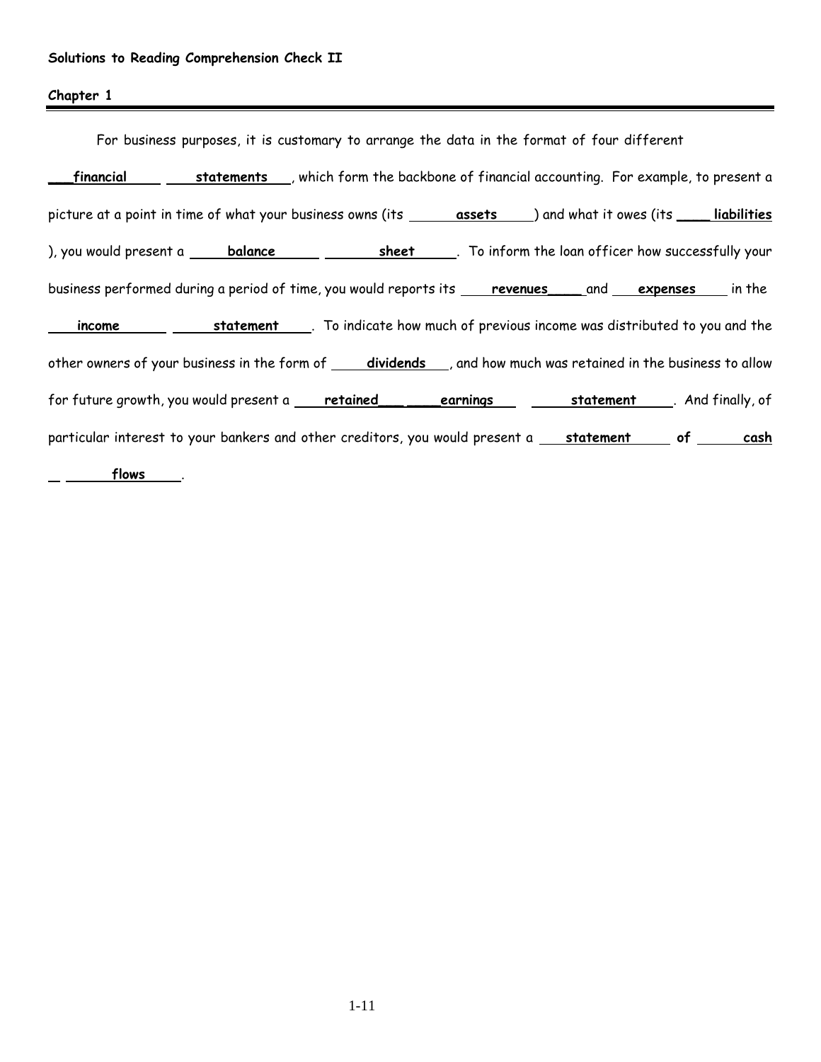**Solutions to Reading Comprehension Check II**

**Chapter 1**

For business purposes, it is customary to arrange the data in the format of four different **financial statements**, which form the backbone of financial accounting. For example, to present a picture at a point in time of what your business owns (its **assets**) and what it owes (its **liabilities**), you would present a **balance sheet**. To inform the loan officer how successfully your business performed during a period of time, you would reports its **revenues** and **expenses** in the **income statement**. To indicate how much of previous income was distributed to you and the other owners of your business in the form of **dividends**, and how much was retained in the business to allow for future growth, you would present a **retained earnings statement**. And finally, of particular interest to your bankers and other creditors, you would present a **statement of cash flows**.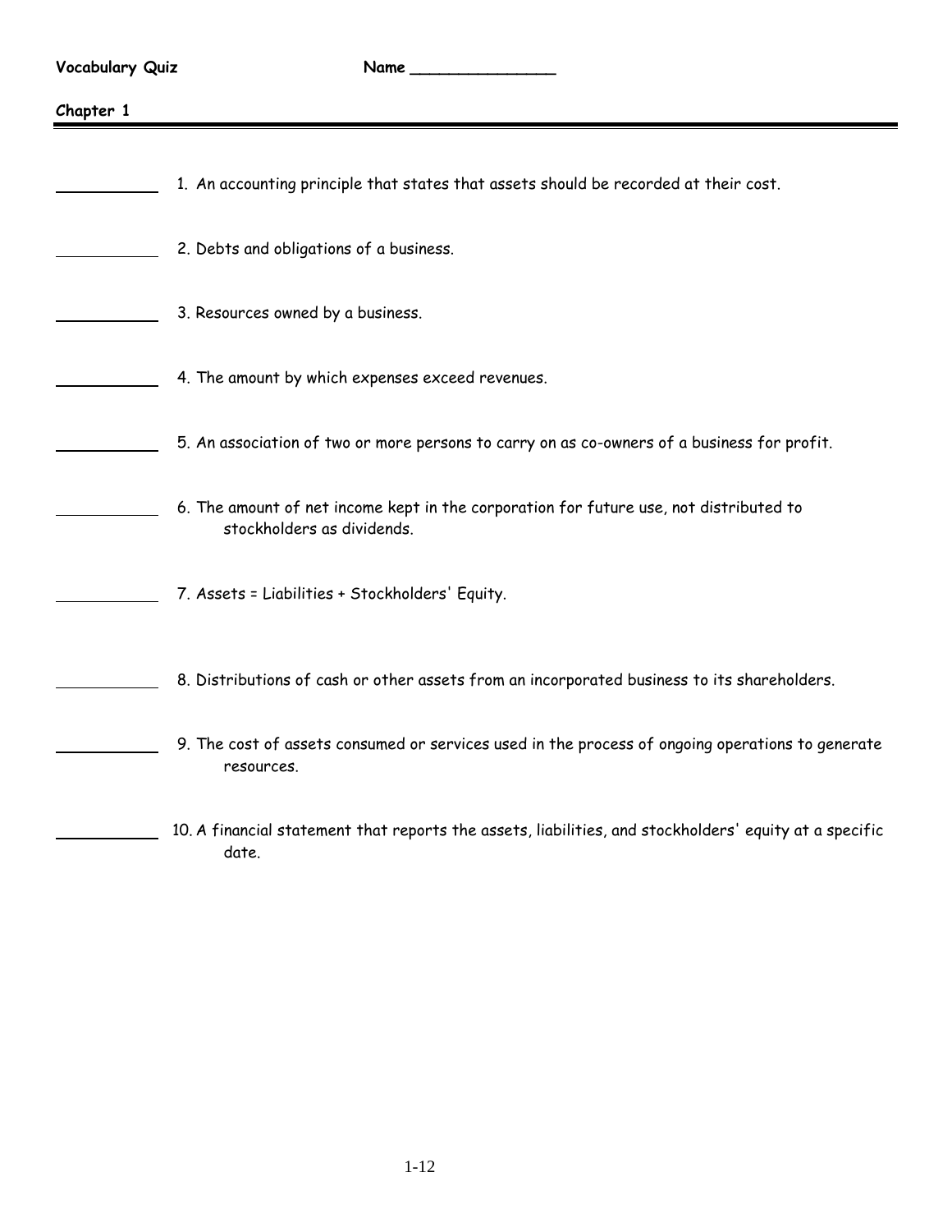**Vocabulary Quiz** **Name \_\_\_\_\_\_\_\_\_\_\_\_\_\_\_**

**Chapter 1**

\_\_\_\_\_\_\_\_\_\_ 1. An accounting principle that states that assets should be recorded at their cost.

\_\_\_\_\_\_\_\_\_\_ 2. Debts and obligations of a business.

\_\_\_\_\_\_\_\_\_\_ 3. Resources owned by a business.

\_\_\_\_\_\_\_\_\_\_ 4. The amount by which expenses exceed revenues.

\_\_\_\_\_\_\_\_\_\_ 5. An association of two or more persons to carry on as co-owners of a business for profit.

\_\_\_\_\_\_\_\_\_\_ 6. The amount of net income kept in the corporation for future use, not distributed to stockholders as dividends.

\_\_\_\_\_\_\_\_\_\_ 7. Assets = Liabilities + Stockholders' Equity.

\_\_\_\_\_\_\_\_\_\_ 8. Distributions of cash or other assets from an incorporated business to its shareholders.

\_\_\_\_\_\_\_\_\_\_ 9. The cost of assets consumed or services used in the process of ongoing operations to generate resources.

\_\_\_\_\_\_\_\_\_\_ 10. A financial statement that reports the assets, liabilities, and stockholders' equity at a specific date.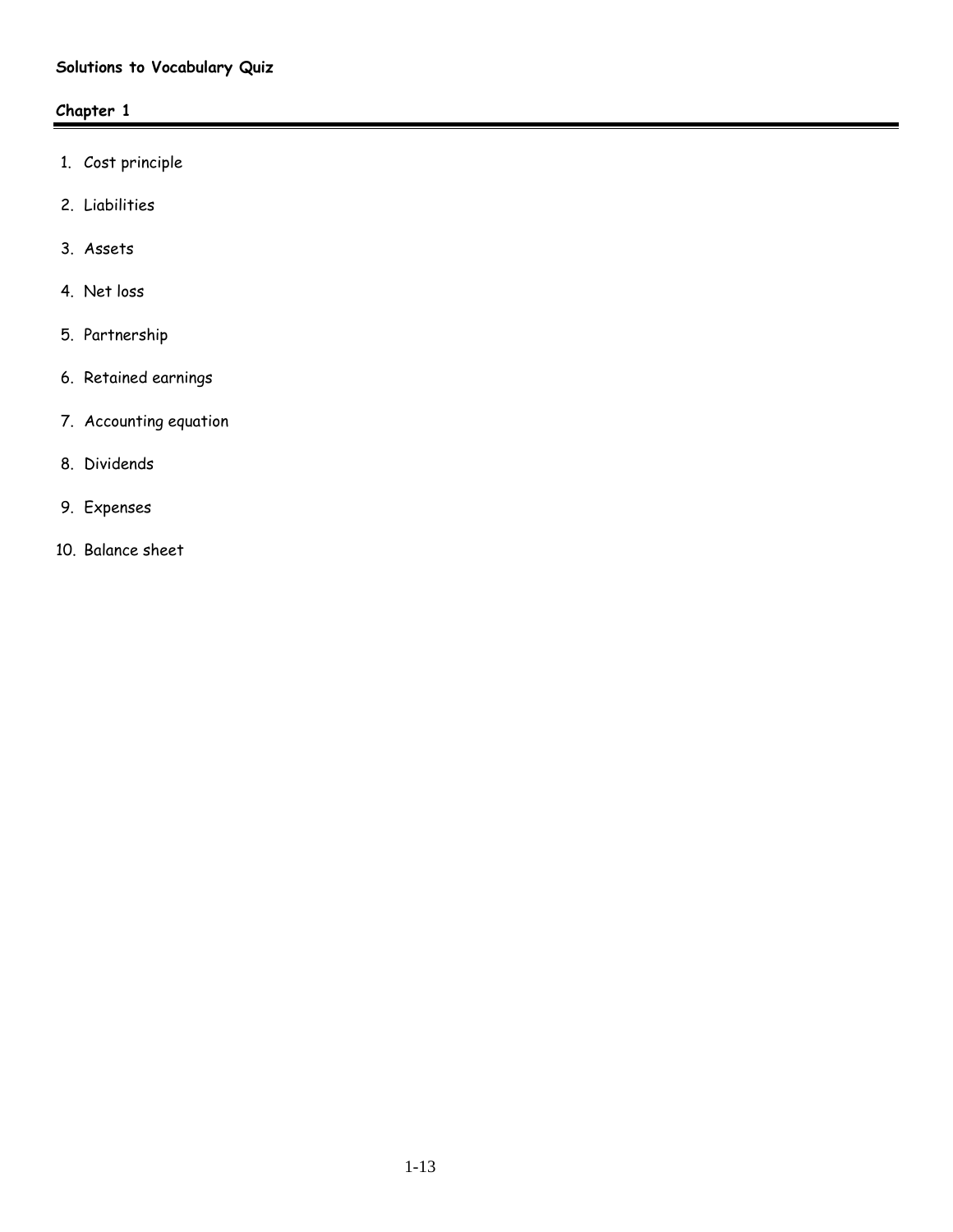**Solutions to Vocabulary Quiz**

**Chapter 1**

1. Cost principle
2. Liabilities
3. Assets
4. Net loss
5. Partnership
6. Retained earnings
7. Accounting equation
8. Dividends
9. Expenses
10. Balance sheet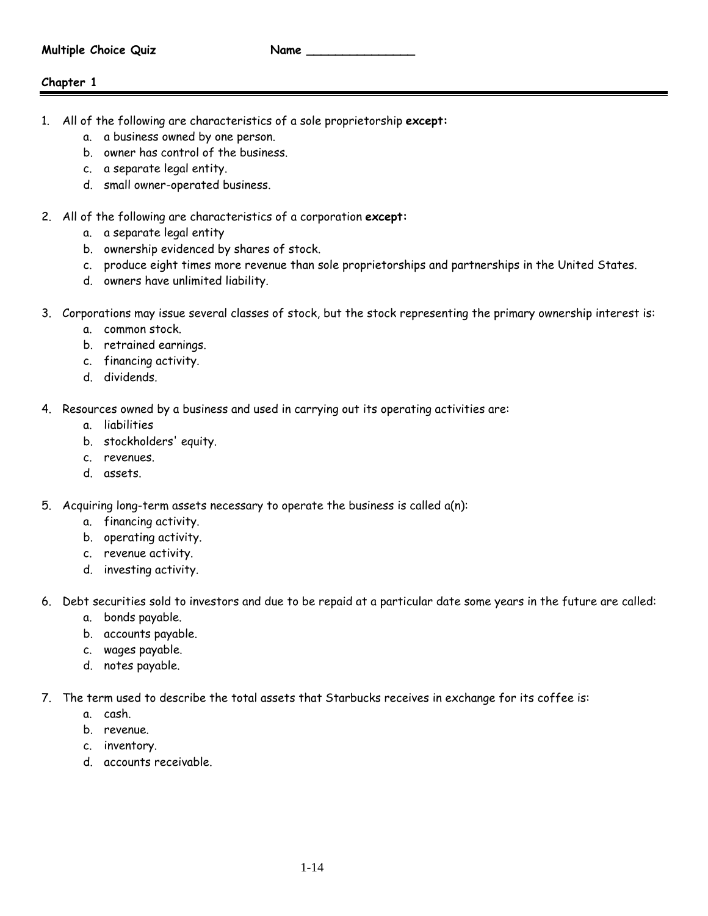**Multiple Choice Quiz** **Name _______________**

**Chapter 1**

1. All of the following are characteristics of a sole proprietorship **except:**
   a. a business owned by one person.
   b. owner has control of the business.
   c. a separate legal entity.
   d. small owner-operated business.

2. All of the following are characteristics of a corporation **except:**
   a. a separate legal entity
   b. ownership evidenced by shares of stock.
   c. produce eight times more revenue than sole proprietorships and partnerships in the United States.
   d. owners have unlimited liability.

3. Corporations may issue several classes of stock, but the stock representing the primary ownership interest is:
   a. common stock.
   b. retrained earnings.
   c. financing activity.
   d. dividends.

4. Resources owned by a business and used in carrying out its operating activities are:
   a. liabilities
   b. stockholders' equity.
   c. revenues.
   d. assets.

5. Acquiring long-term assets necessary to operate the business is called a(n):
   a. financing activity.
   b. operating activity.
   c. revenue activity.
   d. investing activity.

6. Debt securities sold to investors and due to be repaid at a particular date some years in the future are called:
   a. bonds payable.
   b. accounts payable.
   c. wages payable.
   d. notes payable.

7. The term used to describe the total assets that Starbucks receives in exchange for its coffee is:
   a. cash.
   b. revenue.
   c. inventory.
   d. accounts receivable.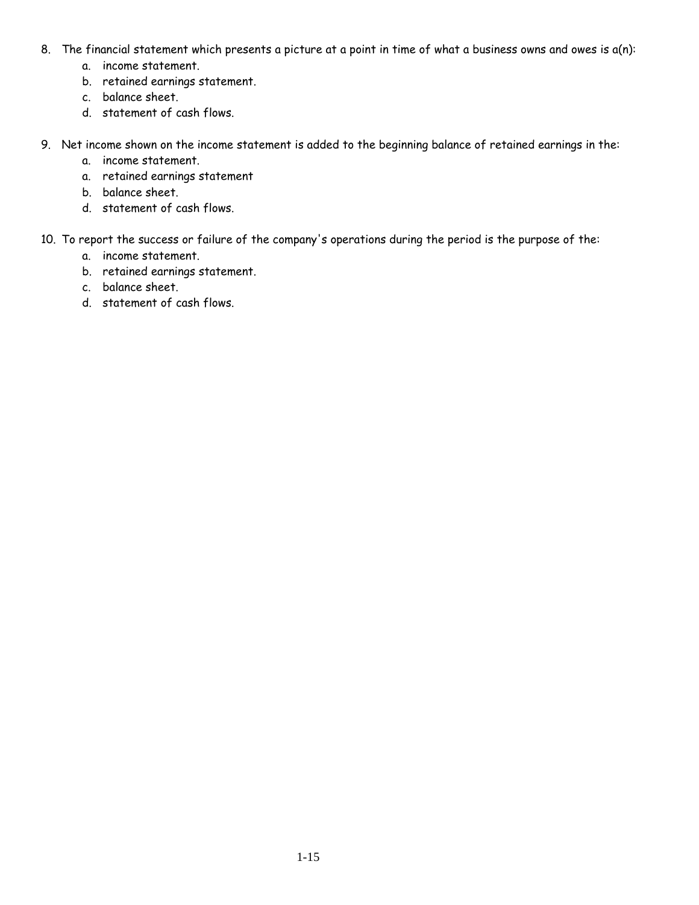8. The financial statement which presents a picture at a point in time of what a business owns and owes is a(n):
    a. income statement.
    b. retained earnings statement.
    c. balance sheet.
    d. statement of cash flows.

9. Net income shown on the income statement is added to the beginning balance of retained earnings in the:
    a. income statement.
    a. retained earnings statement
    b. balance sheet.
    d. statement of cash flows.

10. To report the success or failure of the company's operations during the period is the purpose of the:
    a. income statement.
    b. retained earnings statement.
    c. balance sheet.
    d. statement of cash flows.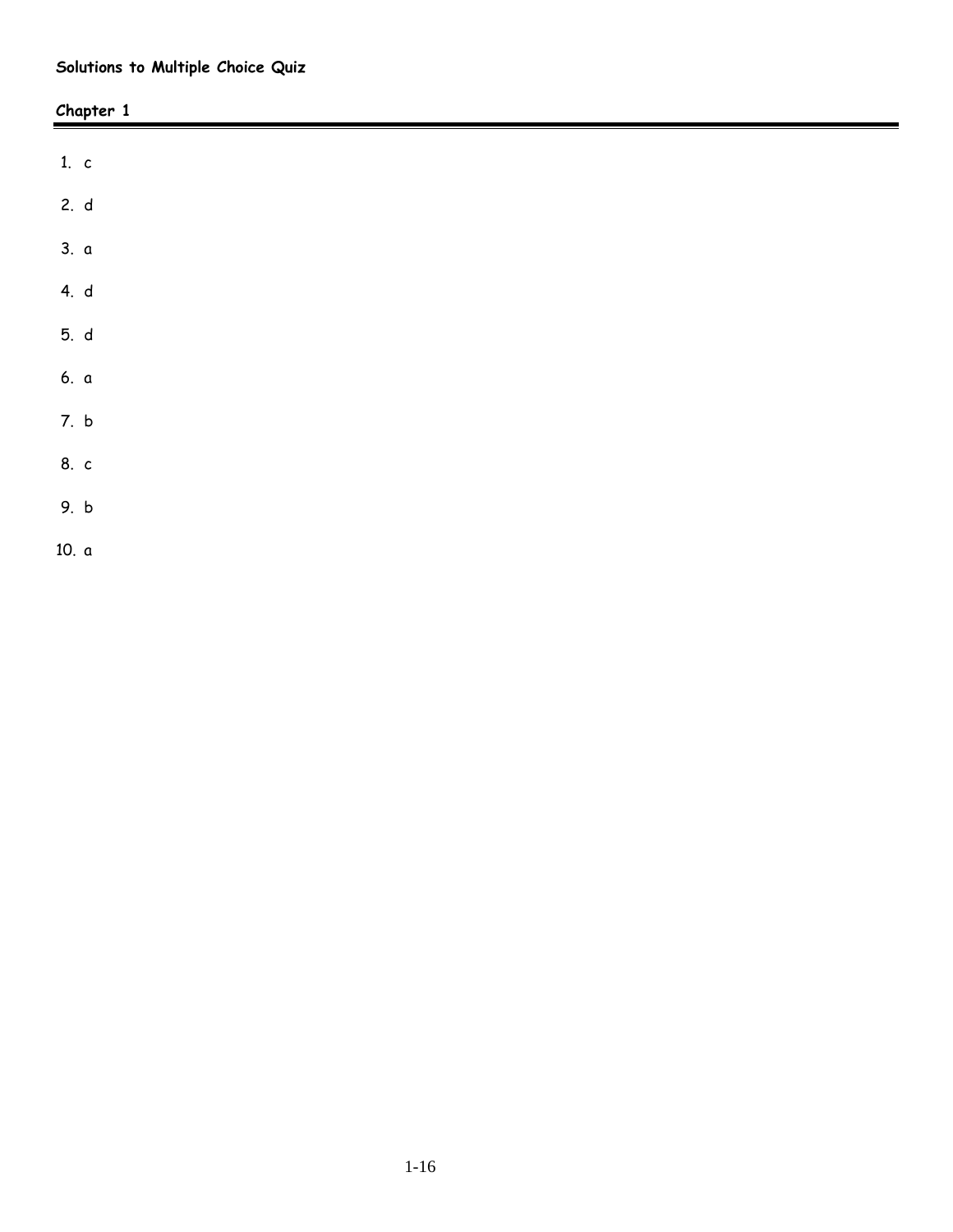**Solutions to Multiple Choice Quiz**

**Chapter 1**

1. c
2. d
3. a
4. d
5. d
6. a
7. b
8. c
9. b
10. a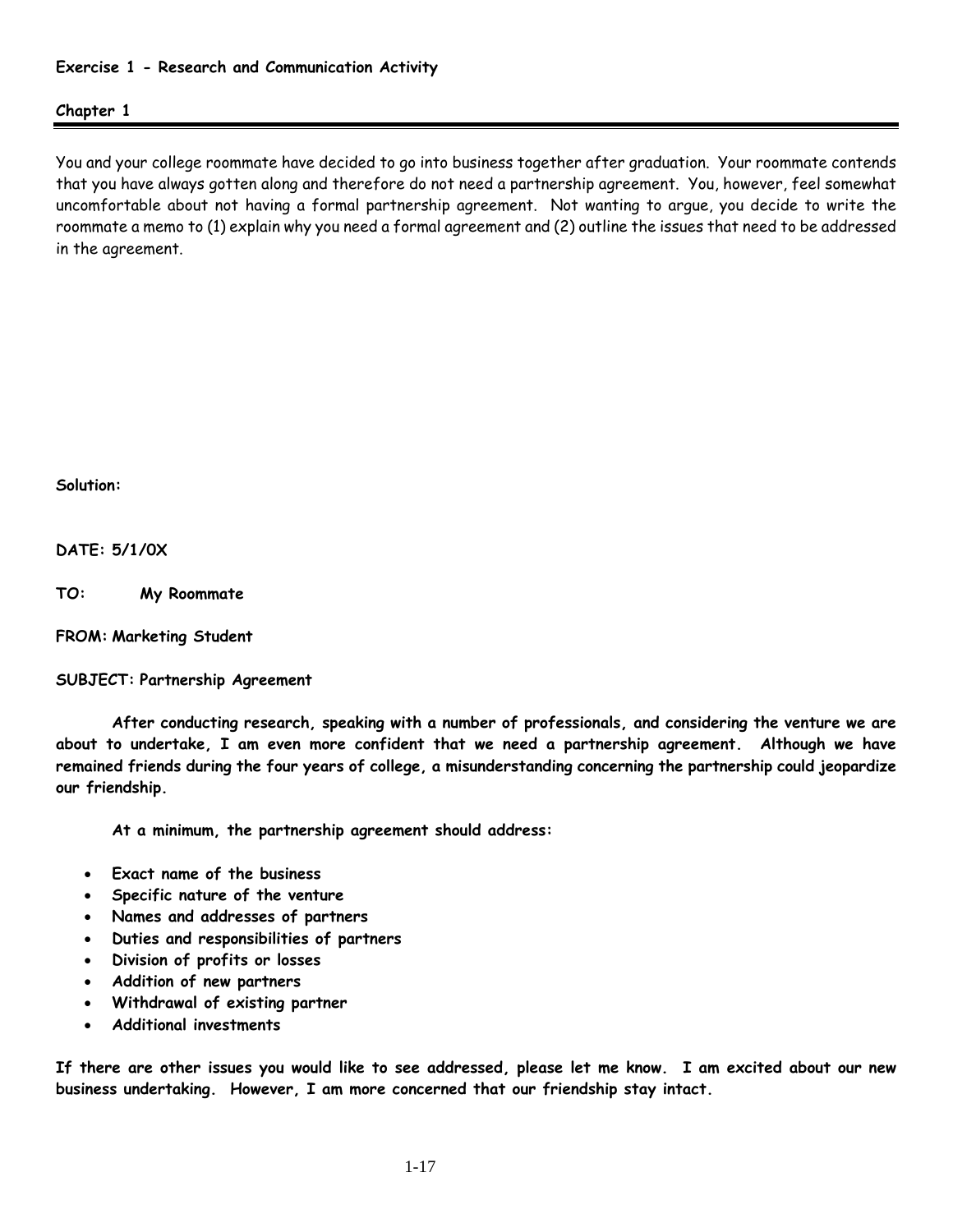**Exercise 1 - Research and Communication Activity**

**Chapter 1**

---

You and your college roommate have decided to go into business together after graduation. Your roommate contends that you have always gotten along and therefore do not need a partnership agreement. You, however, feel somewhat uncomfortable about not having a formal partnership agreement. Not wanting to argue, you decide to write the roommate a memo to (1) explain why you need a formal agreement and (2) outline the issues that need to be addressed in the agreement.

**Solution:**

**DATE: 5/1/0X**

**TO: My Roommate**

**FROM: Marketing Student**

**SUBJECT: Partnership Agreement**

**After conducting research, speaking with a number of professionals, and considering the venture we are about to undertake, I am even more confident that we need a partnership agreement. Although we have remained friends during the four years of college, a misunderstanding concerning the partnership could jeopardize our friendship.**

**At a minimum, the partnership agreement should address:**

- **Exact name of the business**
- **Specific nature of the venture**
- **Names and addresses of partners**
- **Duties and responsibilities of partners**
- **Division of profits or losses**
- **Addition of new partners**
- **Withdrawal of existing partner**
- **Additional investments**

**If there are other issues you would like to see addressed, please let me know. I am excited about our new business undertaking. However, I am more concerned that our friendship stay intact.**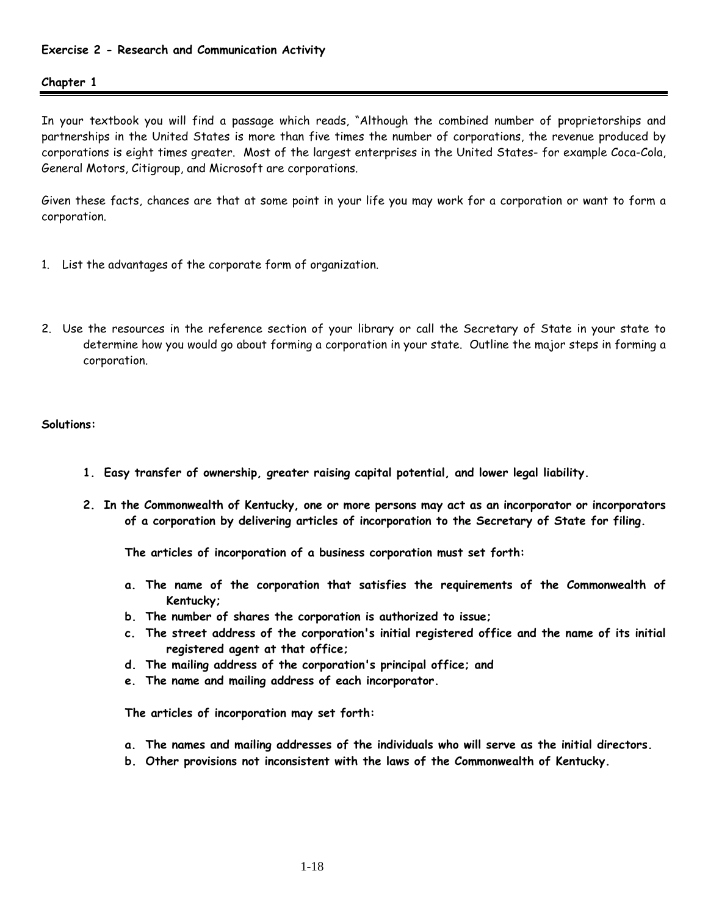**Exercise 2 - Research and Communication Activity**

**Chapter 1**

In your textbook you will find a passage which reads, "Although the combined number of proprietorships and partnerships in the United States is more than five times the number of corporations, the revenue produced by corporations is eight times greater. Most of the largest enterprises in the United States- for example Coca-Cola, General Motors, Citigroup, and Microsoft are corporations.

Given these facts, chances are that at some point in your life you may work for a corporation or want to form a corporation.

1. List the advantages of the corporate form of organization.

2. Use the resources in the reference section of your library or call the Secretary of State in your state to determine how you would go about forming a corporation in your state. Outline the major steps in forming a corporation.

**Solutions:**

1. **Easy transfer of ownership, greater raising capital potential, and lower legal liability.**

2. **In the Commonwealth of Kentucky, one or more persons may act as an incorporator or incorporators of a corporation by delivering articles of incorporation to the Secretary of State for filing.**

   **The articles of incorporation of a business corporation must set forth:**

   a. **The name of the corporation that satisfies the requirements of the Commonwealth of Kentucky;**
   b. **The number of shares the corporation is authorized to issue;**
   c. **The street address of the corporation's initial registered office and the name of its initial registered agent at that office;**
   d. **The mailing address of the corporation's principal office; and**
   e. **The name and mailing address of each incorporator.**

   **The articles of incorporation may set forth:**

   a. **The names and mailing addresses of the individuals who will serve as the initial directors.**
   b. **Other provisions not inconsistent with the laws of the Commonwealth of Kentucky.**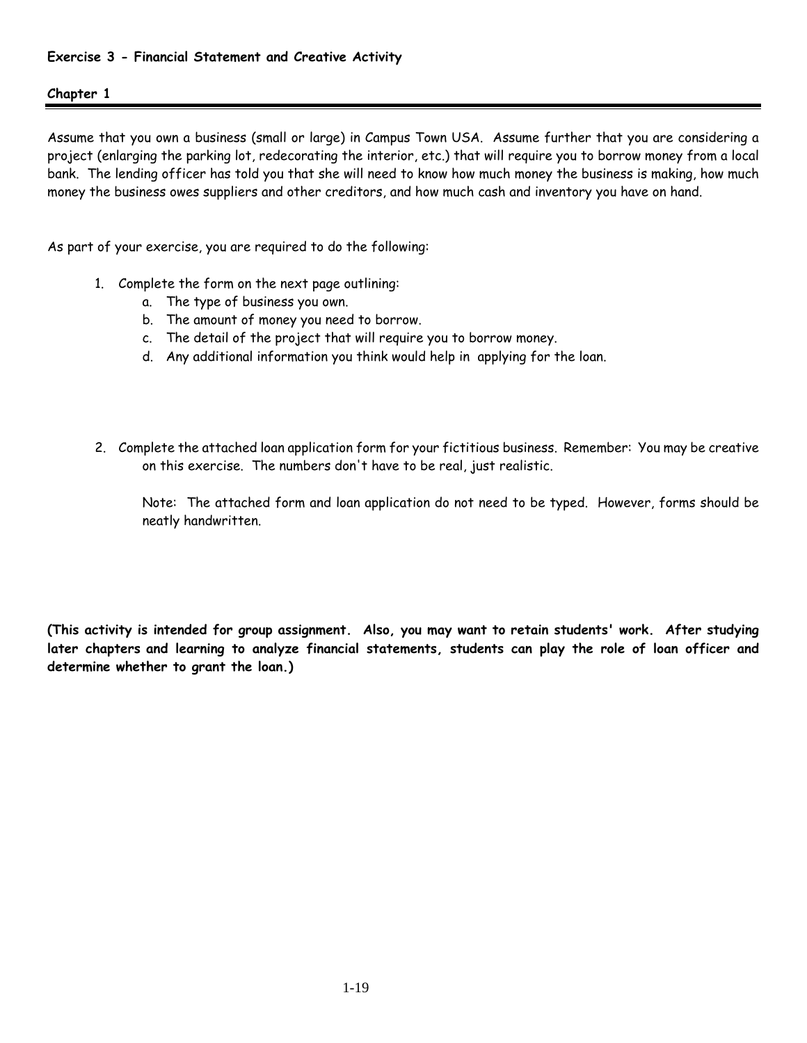**Exercise 3 - Financial Statement and Creative Activity**

**Chapter 1**

---

Assume that you own a business (small or large) in Campus Town USA. Assume further that you are considering a project (enlarging the parking lot, redecorating the interior, etc.) that will require you to borrow money from a local bank. The lending officer has told you that she will need to know how much money the business is making, how much money the business owes suppliers and other creditors, and how much cash and inventory you have on hand.

As part of your exercise, you are required to do the following:

1. Complete the form on the next page outlining:
   a. The type of business you own.
   b. The amount of money you need to borrow.
   c. The detail of the project that will require you to borrow money.
   d. Any additional information you think would help in applying for the loan.

2. Complete the attached loan application form for your fictitious business. Remember: You may be creative on this exercise. The numbers don't have to be real, just realistic.

   Note: The attached form and loan application do not need to be typed. However, forms should be neatly handwritten.

**(This activity is intended for group assignment. Also, you may want to retain students' work. After studying later chapters and learning to analyze financial statements, students can play the role of loan officer and determine whether to grant the loan.)**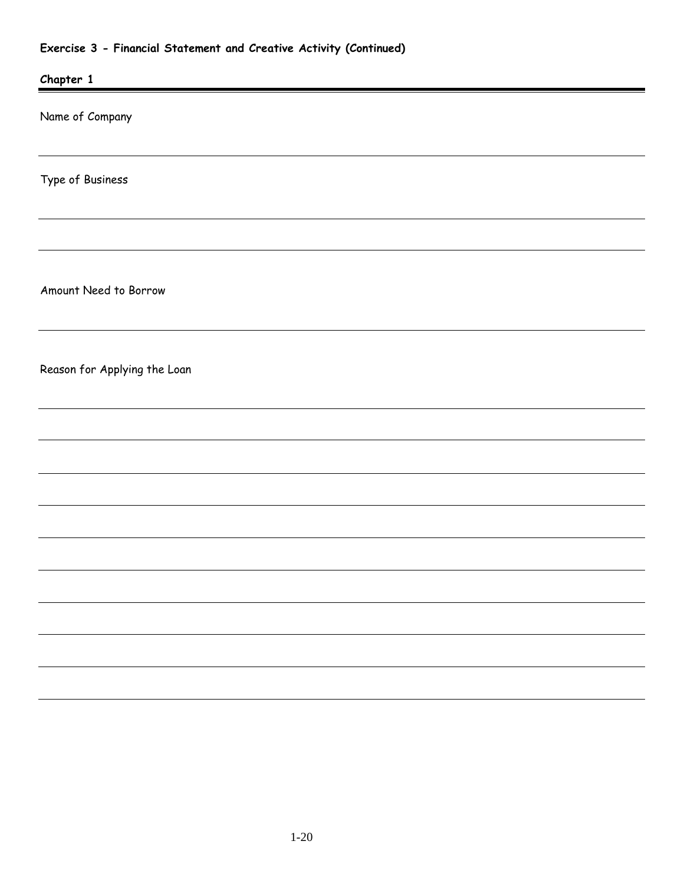**Exercise 3 - Financial Statement and Creative Activity (Continued)**

**Chapter 1**

---

Name of Company

---

Type of Business

---

---

Amount Need to Borrow

---

Reason for Applying the Loan

---

---

---

---

---

---

---

---

---

---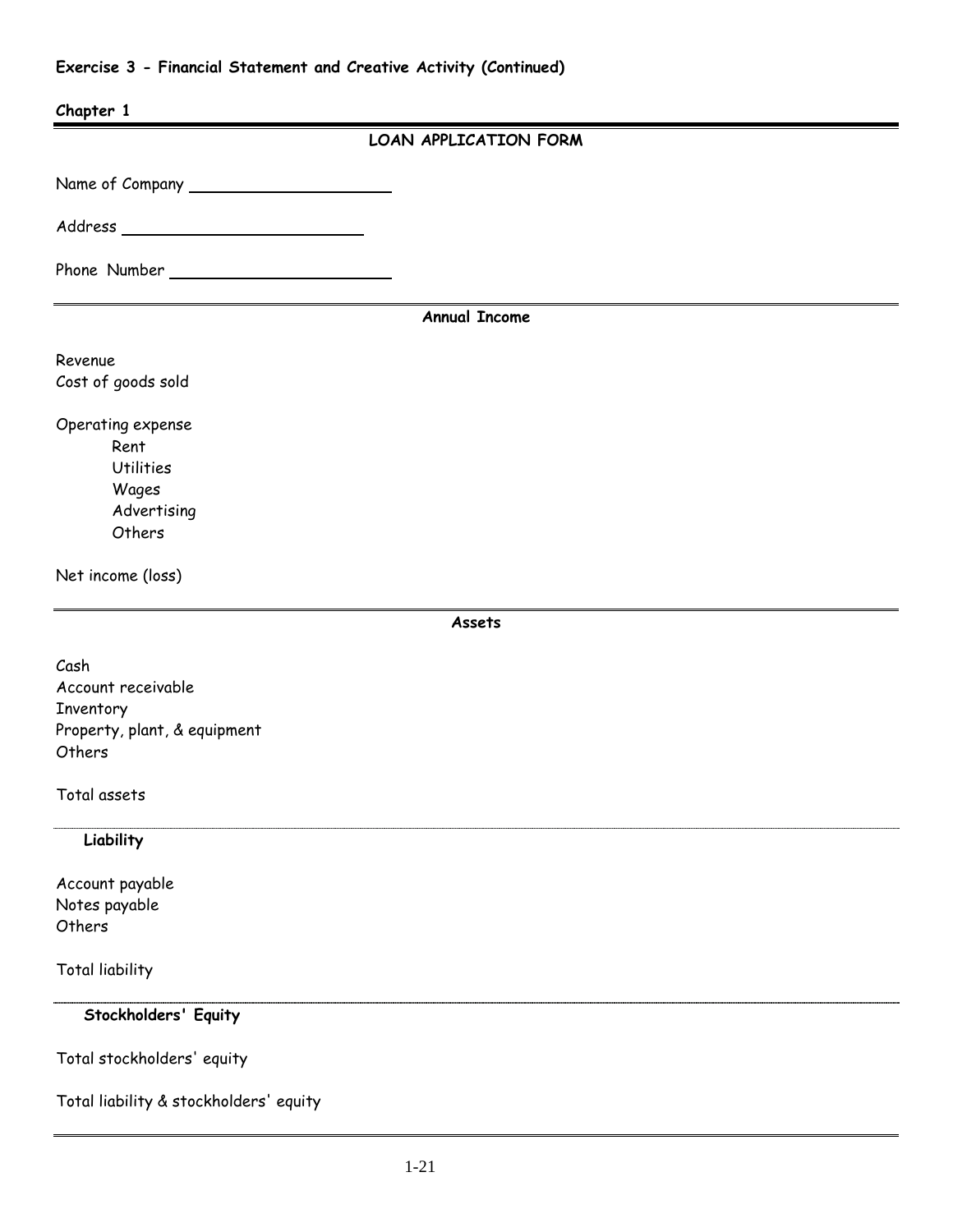**Exercise 3 - Financial Statement and Creative Activity (Continued)**

**Chapter 1**

## LOAN APPLICATION FORM

Name of Company ______________________

Address ___________________________

Phone Number ________________________

### Annual Income

Revenue
Cost of goods sold

Operating expense
- Rent
- Utilities
- Wages
- Advertising
- Others

Net income (loss)

### Assets

Cash
Account receivable
Inventory
Property, plant, & equipment
Others

Total assets

**Liability**

Account payable
Notes payable
Others

Total liability

**Stockholders' Equity**

Total stockholders' equity

Total liability & stockholders' equity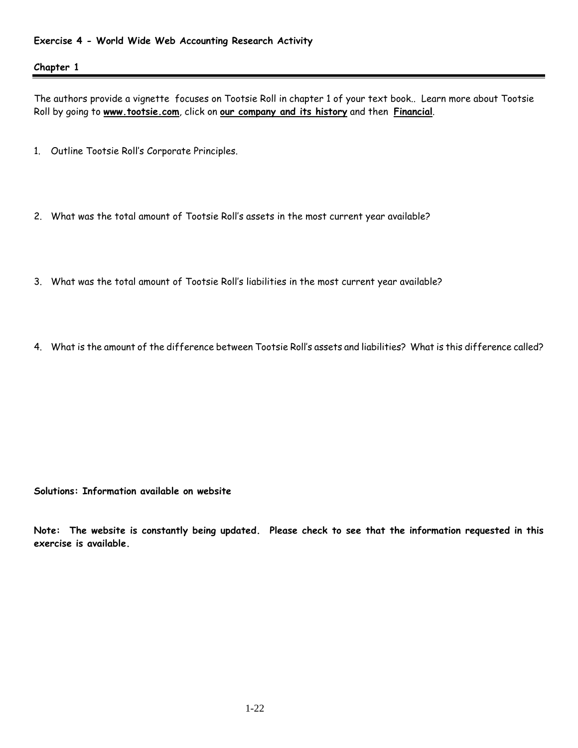**Exercise 4 - World Wide Web Accounting Research Activity**

**Chapter 1**

---

The authors provide a vignette focuses on Tootsie Roll in chapter 1 of your text book.. Learn more about Tootsie Roll by going to **www.tootsie.com**, click on **our company and its history** and then **Financial**.

1. Outline Tootsie Roll's Corporate Principles.

2. What was the total amount of Tootsie Roll's assets in the most current year available?

3. What was the total amount of Tootsie Roll's liabilities in the most current year available?

4. What is the amount of the difference between Tootsie Roll's assets and liabilities? What is this difference called?

**Solutions: Information available on website**

**Note: The website is constantly being updated. Please check to see that the information requested in this exercise is available.**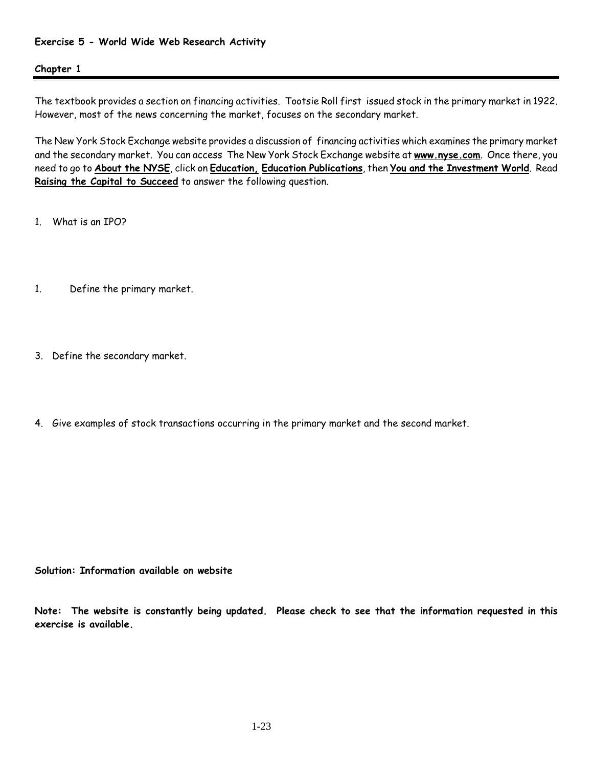**Exercise 5 - World Wide Web Research Activity**

**Chapter 1**

---

The textbook provides a section on financing activities. Tootsie Roll first issued stock in the primary market in 1922. However, most of the news concerning the market, focuses on the secondary market.

The New York Stock Exchange website provides a discussion of financing activities which examines the primary market and the secondary market. You can access The New York Stock Exchange website at **www.nyse.com**. Once there, you need to go to **About the NYSE**, click on **Education, Education Publications**, then **You and the Investment World**. Read **Raising the Capital to Succeed** to answer the following question.

1. What is an IPO?

1. Define the primary market.

3. Define the secondary market.

4. Give examples of stock transactions occurring in the primary market and the second market.

**Solution: Information available on website**

**Note: The website is constantly being updated. Please check to see that the information requested in this exercise is available.**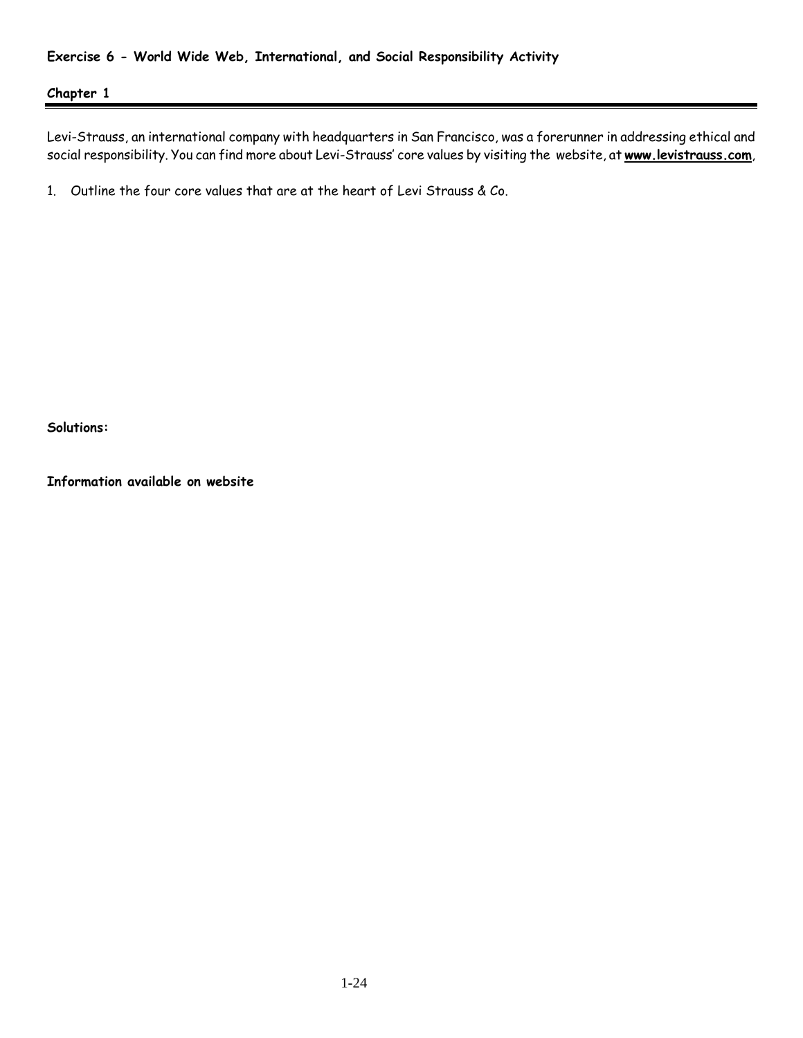**Exercise 6 - World Wide Web, International, and Social Responsibility Activity**

**Chapter 1**

Levi-Strauss, an international company with headquarters in San Francisco, was a forerunner in addressing ethical and social responsibility. You can find more about Levi-Strauss' core values by visiting the website, at **www.levistrauss.com**,

1. Outline the four core values that are at the heart of Levi Strauss & Co.

**Solutions:**

**Information available on website**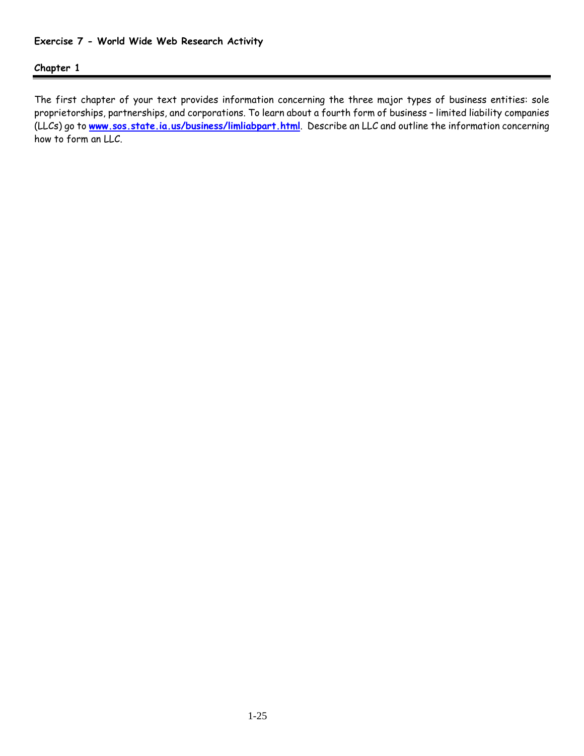**Exercise 7 - World Wide Web Research Activity**

**Chapter 1**

---

The first chapter of your text provides information concerning the three major types of business entities: sole proprietorships, partnerships, and corporations. To learn about a fourth form of business – limited liability companies (LLCs) go to **[www.sos.state.ia.us/business/limliabpart.html](www.sos.state.ia.us/business/limliabpart.html)**. Describe an LLC and outline the information concerning how to form an LLC.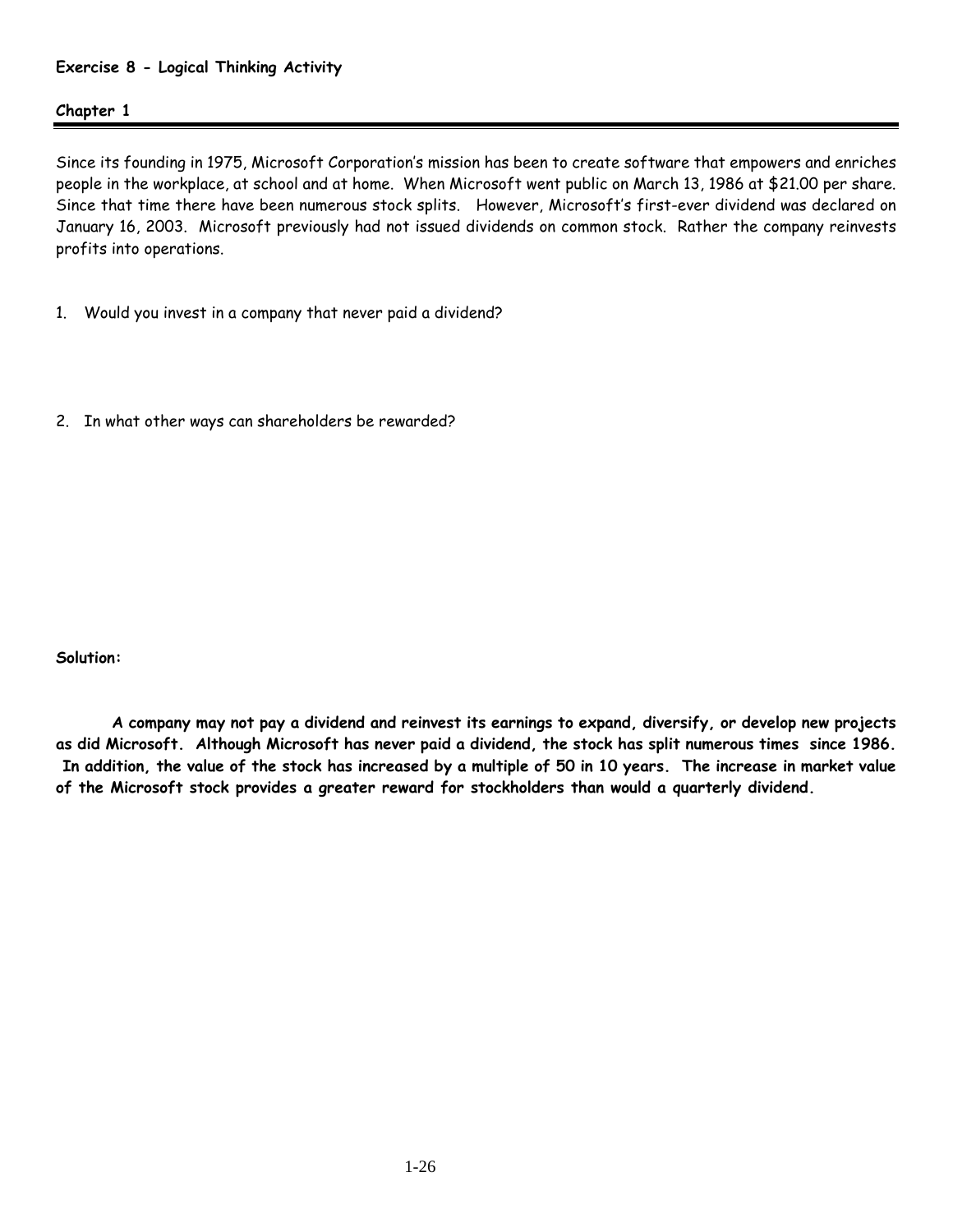**Exercise 8 - Logical Thinking Activity**

**Chapter 1**

Since its founding in 1975, Microsoft Corporation's mission has been to create software that empowers and enriches people in the workplace, at school and at home. When Microsoft went public on March 13, 1986 at $21.00 per share. Since that time there have been numerous stock splits. However, Microsoft's first-ever dividend was declared on January 16, 2003. Microsoft previously had not issued dividends on common stock. Rather the company reinvests profits into operations.

1. Would you invest in a company that never paid a dividend?

2. In what other ways can shareholders be rewarded?

**Solution:**

**A company may not pay a dividend and reinvest its earnings to expand, diversify, or develop new projects as did Microsoft. Although Microsoft has never paid a dividend, the stock has split numerous times since 1986. In addition, the value of the stock has increased by a multiple of 50 in 10 years. The increase in market value of the Microsoft stock provides a greater reward for stockholders than would a quarterly dividend.**